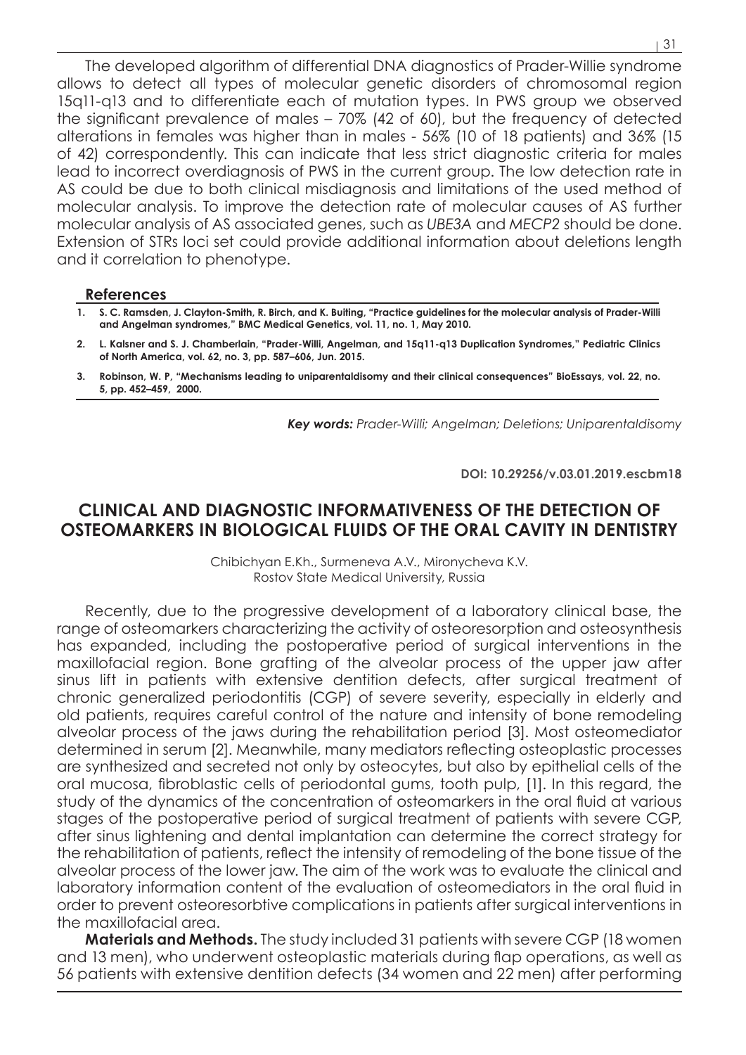The developed algorithm of differential DNA diagnostics of Prader-Willie syndrome allows to detect all types of molecular genetic disorders of chromosomal region 15q11-q13 and to differentiate each of mutation types. In PWS group we observed the significant prevalence of males – 70% (42 of 60), but the frequency of detected alterations in females was higher than in males - 56% (10 of 18 patients) and 36% (15 of 42) correspondently. This can indicate that less strict diagnostic criteria for males lead to incorrect overdiagnosis of PWS in the current group. The low detection rate in AS could be due to both clinical misdiagnosis and limitations of the used method of molecular analysis. To improve the detection rate of molecular causes of AS further molecular analysis of AS associated genes, such as *UBE3A* and *MECP2* should be done. Extension of STRs loci set could provide additional information about deletions length and it correlation to phenotype.

### References

1. **S. C. Ramsden, J. Clayton-Smith, R. Birch, and K. Buiting, "Practice guidelines for the molecular analysis of Prader-Willi and Angelman syndromes," BMC Medical Genetics, vol. 11, no. 1, May 2010.**
2. **L. Kalsner and S. J. Chamberlain, "Prader-Willi, Angelman, and 15q11-q13 Duplication Syndromes," Pediatric Clinics of North America, vol. 62, no. 3, pp. 587–606, Jun. 2015.**
3. **Robinson, W. P, "Mechanisms leading to uniparentaldisomy and their clinical consequences" BioEssays, vol. 22, no. 5, pp. 452–459, 2000.**

***Key words:*** *Prader-Willi; Angelman; Deletions; Uniparentaldisomy*

**DOI: 10.29256/v.03.01.2019.escbm18**

## CLINICAL AND DIAGNOSTIC INFORMATIVENESS OF THE DETECTION OF OSTEOMARKERS IN BIOLOGICAL FLUIDS OF THE ORAL CAVITY IN DENTISTRY

Chibichyan E.Kh., Surmeneva A.V., Mironycheva K.V.
Rostov State Medical University, Russia

Recently, due to the progressive development of a laboratory clinical base, the range of osteomarkers characterizing the activity of osteoresorption and osteosynthesis has expanded, including the postoperative period of surgical interventions in the maxillofacial region. Bone grafting of the alveolar process of the upper jaw after sinus lift in patients with extensive dentition defects, after surgical treatment of chronic generalized periodontitis (CGP) of severe severity, especially in elderly and old patients, requires careful control of the nature and intensity of bone remodeling alveolar process of the jaws during the rehabilitation period [3]. Most osteomediator determined in serum [2]. Meanwhile, many mediators reflecting osteoplastic processes are synthesized and secreted not only by osteocytes, but also by epithelial cells of the oral mucosa, fibroblastic cells of periodontal gums, tooth pulp, [1]. In this regard, the study of the dynamics of the concentration of osteomarkers in the oral fluid at various stages of the postoperative period of surgical treatment of patients with severe CGP, after sinus lightening and dental implantation can determine the correct strategy for the rehabilitation of patients, reflect the intensity of remodeling of the bone tissue of the alveolar process of the lower jaw. The aim of the work was to evaluate the clinical and laboratory information content of the evaluation of osteomediators in the oral fluid in order to prevent osteoresorbtive complications in patients after surgical interventions in the maxillofacial area.

**Materials and Methods.** The study included 31 patients with severe CGP (18 women and 13 men), who underwent osteoplastic materials during flap operations, as well as 56 patients with extensive dentition defects (34 women and 22 men) after performing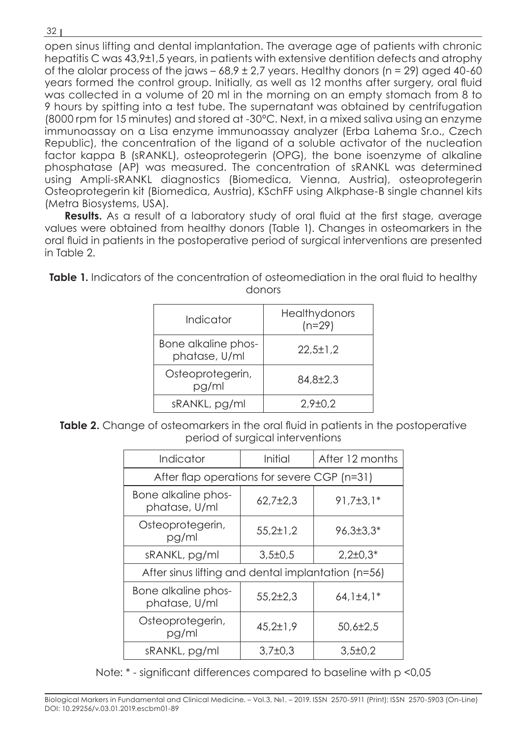open sinus lifting and dental implantation. The average age of patients with chronic hepatitis C was 43,9±1,5 years, in patients with extensive dentition defects and atrophy of the alolar process of the jaws – 68,9 ± 2,7 years. Healthy donors (n = 29) aged 40-60 years formed the control group. Initially, as well as 12 months after surgery, oral fluid was collected in a volume of 20 ml in the morning on an empty stomach from 8 to 9 hours by spitting into a test tube. The supernatant was obtained by centrifugation (8000 rpm for 15 minutes) and stored at -30°C. Next, in a mixed saliva using an enzyme immunoassay on a Lisa enzyme immunoassay analyzer (Erba Lahema Sr.o., Czech Republic), the concentration of the ligand of a soluble activator of the nucleation factor kappa B (sRANKL), osteoprotegerin (OPG), the bone isoenzyme of alkaline phosphatase (AP) was measured. The concentration of sRANKL was determined using Ampli-sRANKL diagnostics (Biomedica, Vienna, Austria), osteoprotegerin Osteoprotegerin kit (Biomedica, Austria), KSchFF using Alkphase-B single channel kits (Metra Biosystems, USA).

**Results.** As a result of a laboratory study of oral fluid at the first stage, average values were obtained from healthy donors (Table 1). Changes in osteomarkers in the oral fluid in patients in the postoperative period of surgical interventions are presented in Table 2.

**Table 1.** Indicators of the concentration of osteomediation in the oral fluid to healthy donors

| Indicator | Healthydonors (n=29) |
|---|---|
| Bone alkaline phosphatase, U/ml | 22,5±1,2 |
| Osteoprotegerin, pg/ml | 84,8±2,3 |
| sRANKL, pg/ml | 2,9±0,2 |

**Table 2.** Change of osteomarkers in the oral fluid in patients in the postoperative period of surgical interventions

| Indicator | Initial | After 12 months |
|---|---|---|
| After flap operations for severe CGP (n=31) | | |
| Bone alkaline phosphatase, U/ml | 62,7±2,3 | 91,7±3,1* |
| Osteoprotegerin, pg/ml | 55,2±1,2 | 96,3±3,3* |
| sRANKL, pg/ml | 3,5±0,5 | 2,2±0,3* |
| After sinus lifting and dental implantation (n=56) | | |
| Bone alkaline phosphatase, U/ml | 55,2±2,3 | 64,1±4,1* |
| Osteoprotegerin, pg/ml | 45,2±1,9 | 50,6±2,5 |
| sRANKL, pg/ml | 3,7±0,3 | 3,5±0,2 |

Note: * - significant differences compared to baseline with $p < 0{,}05$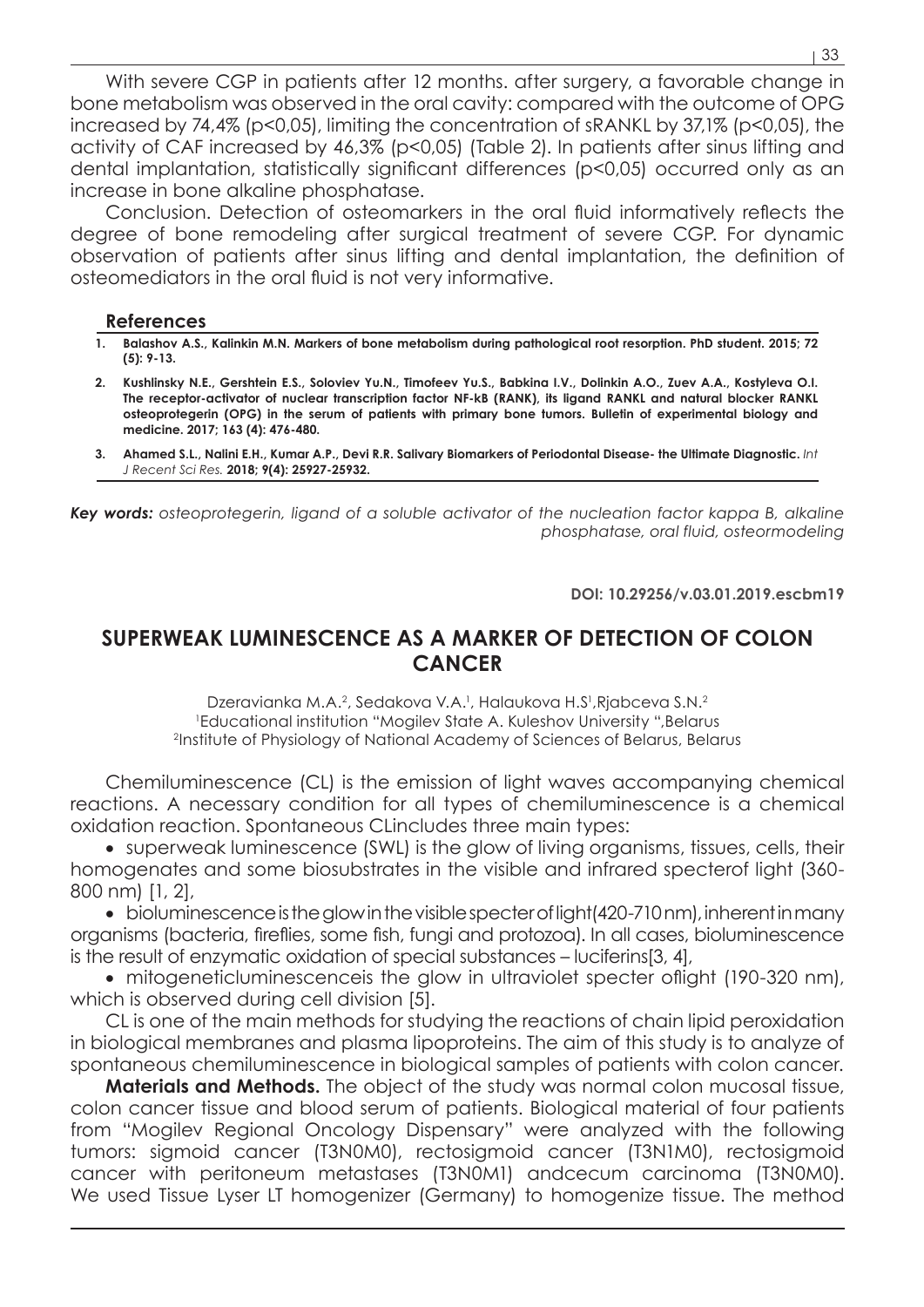With severe CGP in patients after 12 months. after surgery, a favorable change in bone metabolism was observed in the oral cavity: compared with the outcome of OPG increased by 74,4% (p<0,05), limiting the concentration of sRANKL by 37,1% (p<0,05), the activity of CAF increased by 46,3% (p<0,05) (Table 2). In patients after sinus lifting and dental implantation, statistically significant differences (p<0,05) occurred only as an increase in bone alkaline phosphatase.

Conclusion. Detection of osteomarkers in the oral fluid informatively reflects the degree of bone remodeling after surgical treatment of severe CGP. For dynamic observation of patients after sinus lifting and dental implantation, the definition of osteomediators in the oral fluid is not very informative.

### References

1. **Balashov A.S., Kalinkin M.N. Markers of bone metabolism during pathological root resorption. PhD student. 2015; 72 (5): 9-13.**
2. **Kushlinsky N.E., Gershtein E.S., Soloviev Yu.N., Timofeev Yu.S., Babkina I.V., Dolinkin A.O., Zuev A.A., Kostyleva O.I. The receptor-activator of nuclear transcription factor NF-kB (RANK), its ligand RANKL and natural blocker RANKL osteoprotegerin (OPG) in the serum of patients with primary bone tumors. Bulletin of experimental biology and medicine. 2017; 163 (4): 476-480.**
3. **Ahamed S.L., Nalini E.H., Kumar A.P., Devi R.R. Salivary Biomarkers of Periodontal Disease- the Ultimate Diagnostic.** *Int J Recent Sci Res.* **2018; 9(4): 25927-25932.**

***Key words:*** *osteoprotegerin, ligand of a soluble activator of the nucleation factor kappa B, alkaline phosphatase, oral fluid, osteormodeling*

**DOI: 10.29256/v.03.01.2019.escbm19**

## SUPERWEAK LUMINESCENCE AS A MARKER OF DETECTION OF COLON CANCER

Dzeravianka M.A.[2], Sedakova V.A.[1], Halaukova H.S[1],Rjabceva S.N.[2]
[1]Educational institution "Mogilev State A. Kuleshov University ",Belarus
[2]Institute of Physiology of National Academy of Sciences of Belarus, Belarus

Chemiluminescence (CL) is the emission of light waves accompanying chemical reactions. A necessary condition for all types of chemiluminescence is a chemical oxidation reaction. Spontaneous CLincludes three main types:

- superweak luminescence (SWL) is the glow of living organisms, tissues, cells, their homogenates and some biosubstrates in the visible and infrared specterof light (360-800 nm) [1, 2],
- bioluminescence is the glow in the visible specter of light(420-710 nm), inherent in many organisms (bacteria, fireflies, some fish, fungi and protozoa). In all cases, bioluminescence is the result of enzymatic oxidation of special substances – luciferins[3, 4],
- mitogeneticluminescenceis the glow in ultraviolet specter oflight (190-320 nm), which is observed during cell division [5].

CL is one of the main methods for studying the reactions of chain lipid peroxidation in biological membranes and plasma lipoproteins. The aim of this study is to analyze of spontaneous chemiluminescence in biological samples of patients with colon cancer.

**Materials and Methods.** The object of the study was normal colon mucosal tissue, colon cancer tissue and blood serum of patients. Biological material of four patients from "Mogilev Regional Oncology Dispensary" were analyzed with the following tumors: sigmoid cancer (T3N0M0), rectosigmoid cancer (T3N1M0), rectosigmoid cancer with peritoneum metastases (T3N0M1) andcecum carcinoma (T3N0M0). We used Tissue Lyser LT homogenizer (Germany) to homogenize tissue. The method